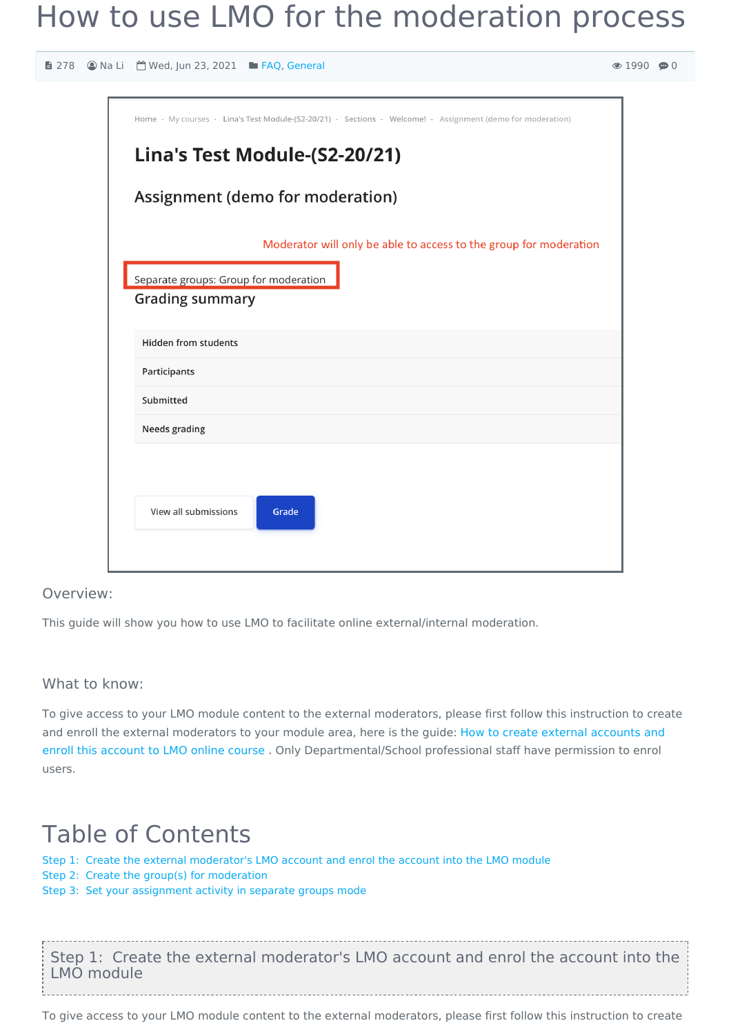# How to use LMO for the moderation process

278 | Na Li | Wed, Jun 23, 2021 | FAQ, General | 1990 | 0

Home - My courses - Lina's Test Module-(S2-20/21) - Sections - Welcome! - Assignment (demo for moderation)

**Lina's Test Module-(S2-20/21)**

Assignment (demo for moderation)

Moderator will only be able to access to the group for moderation

Separate groups: Group for moderation

Grading summary

| |
|---|
| Hidden from students |
| Participants |
| Submitted |
| Needs grading |

View all submissions | Grade

### Overview:

This guide will show you how to use LMO to facilitate online external/internal moderation.

### What to know:

To give access to your LMO module content to the external moderators, please first follow this instruction to create and enroll the external moderators to your module area, here is the guide: How to create external accounts and enroll this account to LMO online course . Only Departmental/School professional staff have permission to enrol users.

## Table of Contents

Step 1: Create the external moderator's LMO account and enrol the account into the LMO module
Step 2: Create the group(s) for moderation
Step 3: Set your assignment activity in separate groups mode

### Step 1: Create the external moderator's LMO account and enrol the account into the LMO module

To give access to your LMO module content to the external moderators, please first follow this instruction to create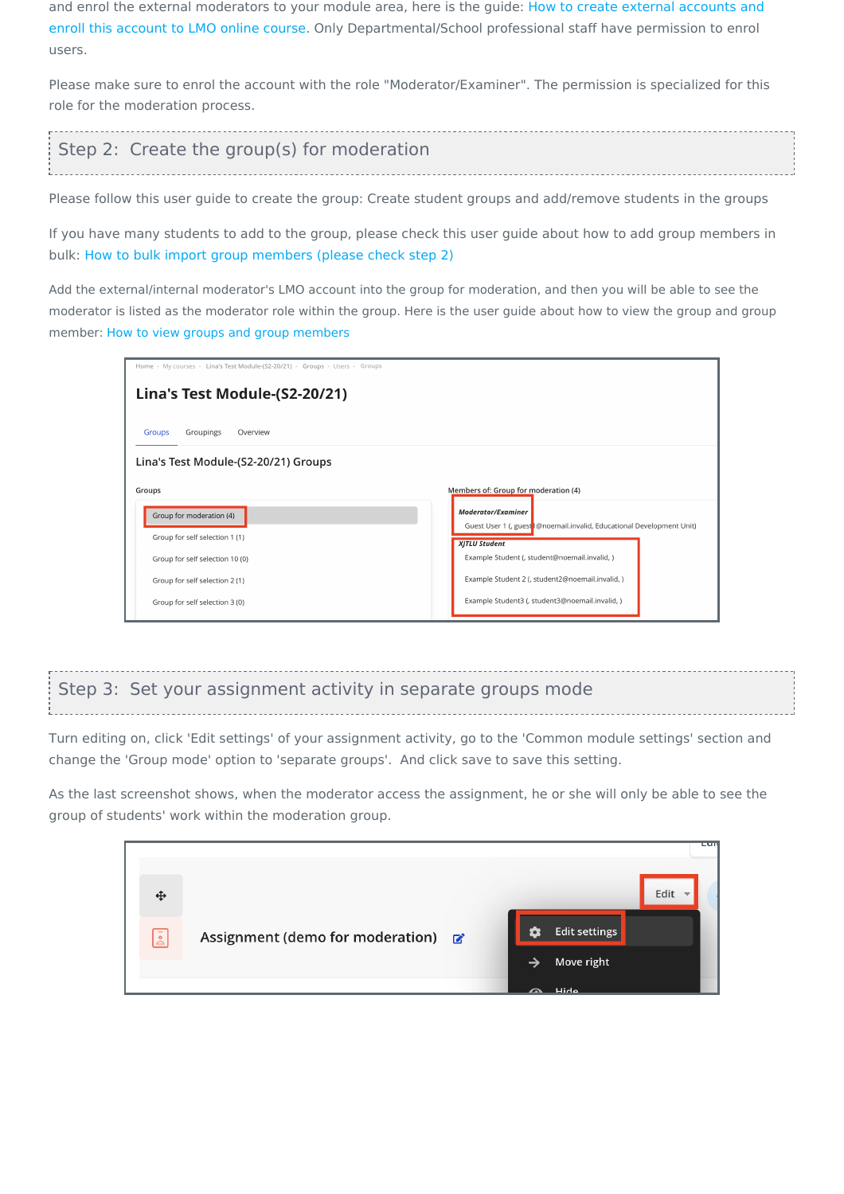and enrol the external moderators to your module area, here is the guide: How to create external accounts and enroll this account to LMO online course. Only Departmental/School professional staff have permission to enrol users.

Please make sure to enrol the account with the role "Moderator/Examiner". The permission is specialized for this role for the moderation process.

## Step 2: Create the group(s) for moderation

Please follow this user guide to create the group: Create student groups and add/remove students in the groups

If you have many students to add to the group, please check this user guide about how to add group members in bulk: How to bulk import group members (please check step 2)

Add the external/internal moderator's LMO account into the group for moderation, and then you will be able to see the moderator is listed as the moderator role within the group. Here is the user guide about how to view the group and group member: How to view groups and group members

## Step 3: Set your assignment activity in separate groups mode

Turn editing on, click 'Edit settings' of your assignment activity, go to the 'Common module settings' section and change the 'Group mode' option to 'separate groups'. And click save to save this setting.

As the last screenshot shows, when the moderator access the assignment, he or she will only be able to see the group of students' work within the moderation group.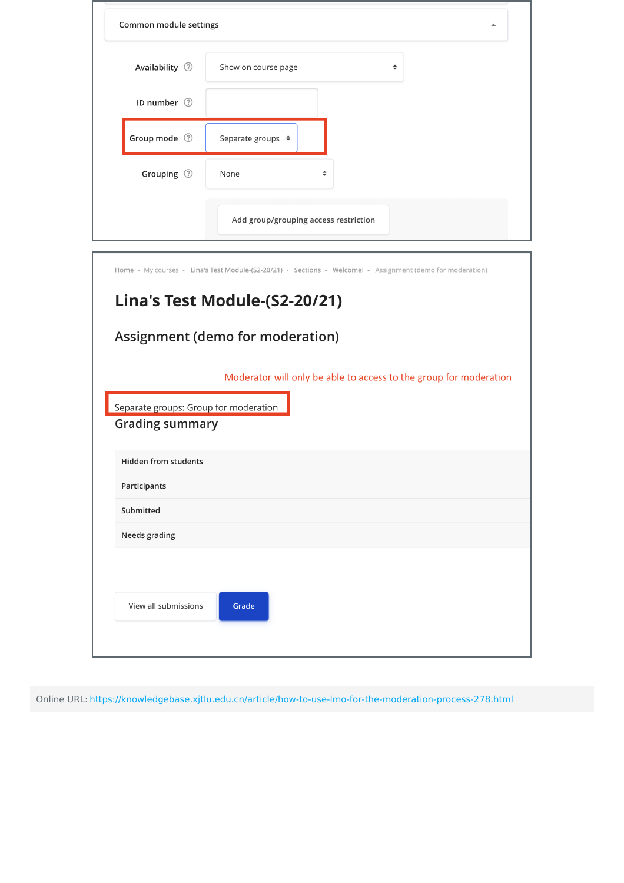Common module settings

Availability: Show on course page

ID number

Group mode: Separate groups

Grouping: None

Add group/grouping access restriction

Home - My courses - Lina's Test Module-(S2-20/21) - Sections - Welcome! - Assignment (demo for moderation)

# Lina's Test Module-(S2-20/21)

## Assignment (demo for moderation)

Moderator will only be able to access to the group for moderation

Separate groups: Group for moderation

## Grading summary

| | |
|---|---|
| Hidden from students | |
| Participants | |
| Submitted | |
| Needs grading | |

View all submissions | Grade

Online URL: https://knowledgebase.xjtlu.edu.cn/article/how-to-use-lmo-for-the-moderation-process-278.html